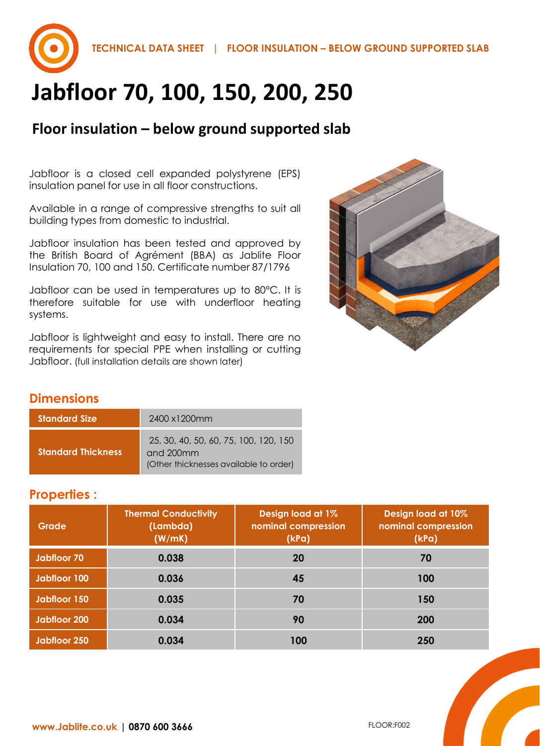TECHNICAL DATA SHEET | FLOOR INSULATION – BELOW GROUND SUPPORTED SLAB

# Jabfloor 70, 100, 150, 200, 250

## Floor insulation – below ground supported slab

Jabfloor is a closed cell expanded polystyrene (EPS) insulation panel for use in all floor constructions.

Available in a range of compressive strengths to suit all building types from domestic to industrial.

Jabfloor insulation has been tested and approved by the British Board of Agrément (BBA) as Jablite Floor Insulation 70, 100 and 150. Certificate number 87/1796

Jabfloor can be used in temperatures up to 80°C. It is therefore suitable for use with underfloor heating systems.

Jabfloor is lightweight and easy to install. There are no requirements for special PPE when installing or cutting Jabfloor. (full installation details are shown later)

### Dimensions

| | |
|---|---|
| **Standard Size** | 2400 x1200mm |
| **Standard Thickness** | 25, 30, 40, 50, 60, 75, 100, 120, 150 and 200mm (Other thicknesses available to order) |

### Properties :

| Grade | Thermal Conductivity (Lambda) (W/mK) | Design load at 1% nominal compression (kPa) | Design load at 10% nominal compression (kPa) |
|---|---|---|---|
| Jabfloor 70 | 0.038 | 20 | 70 |
| Jabfloor 100 | 0.036 | 45 | 100 |
| Jabfloor 150 | 0.035 | 70 | 150 |
| Jabfloor 200 | 0.034 | 90 | 200 |
| Jabfloor 250 | 0.034 | 100 | 250 |

www.Jablite.co.uk | 0870 600 3666

FLOOR:F002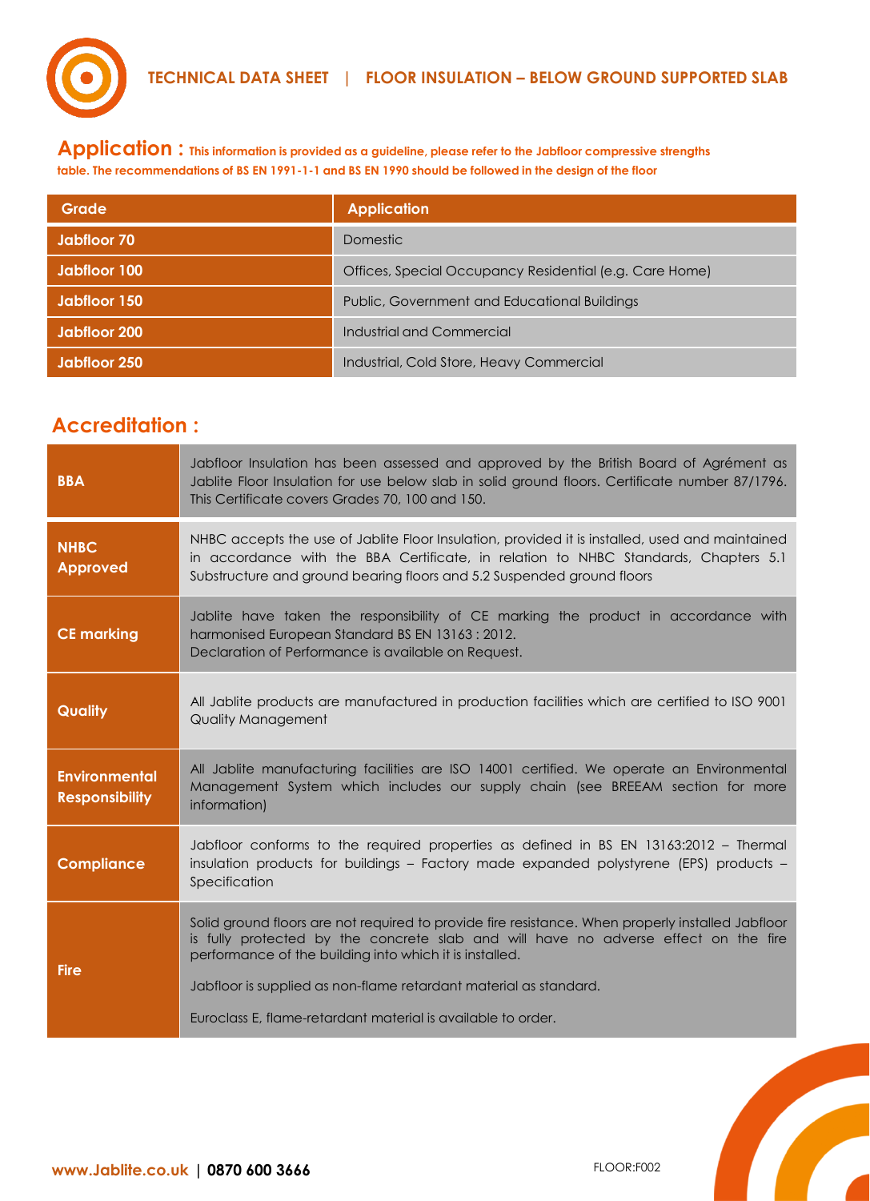## Application : This information is provided as a guideline, please refer to the Jabfloor compressive strengths table. The recommendations of BS EN 1991-1-1 and BS EN 1990 should be followed in the design of the floor

| Grade | Application |
|---|---|
| Jabfloor 70 | Domestic |
| Jabfloor 100 | Offices, Special Occupancy Residential (e.g. Care Home) |
| Jabfloor 150 | Public, Government and Educational Buildings |
| Jabfloor 200 | Industrial and Commercial |
| Jabfloor 250 | Industrial, Cold Store, Heavy Commercial |

## Accreditation :

| | |
|---|---|
| **BBA** | Jabfloor Insulation has been assessed and approved by the British Board of Agrément as Jablite Floor Insulation for use below slab in solid ground floors. Certificate number 87/1796. This Certificate covers Grades 70, 100 and 150. |
| **NHBC Approved** | NHBC accepts the use of Jablite Floor Insulation, provided it is installed, used and maintained in accordance with the BBA Certificate, in relation to NHBC Standards, Chapters 5.1 Substructure and ground bearing floors and 5.2 Suspended ground floors |
| **CE marking** | Jablite have taken the responsibility of CE marking the product in accordance with harmonised European Standard BS EN 13163 : 2012. Declaration of Performance is available on Request. |
| **Quality** | All Jablite products are manufactured in production facilities which are certified to ISO 9001 Quality Management |
| **Environmental Responsibility** | All Jablite manufacturing facilities are ISO 14001 certified. We operate an Environmental Management System which includes our supply chain (see BREEAM section for more information) |
| **Compliance** | Jabfloor conforms to the required properties as defined in BS EN 13163:2012 – Thermal insulation products for buildings – Factory made expanded polystyrene (EPS) products – Specification |
| **Fire** | Solid ground floors are not required to provide fire resistance. When properly installed Jabfloor is fully protected by the concrete slab and will have no adverse effect on the fire performance of the building into which it is installed.<br><br>Jabfloor is supplied as non-flame retardant material as standard.<br><br>Euroclass E, flame-retardant material is available to order. |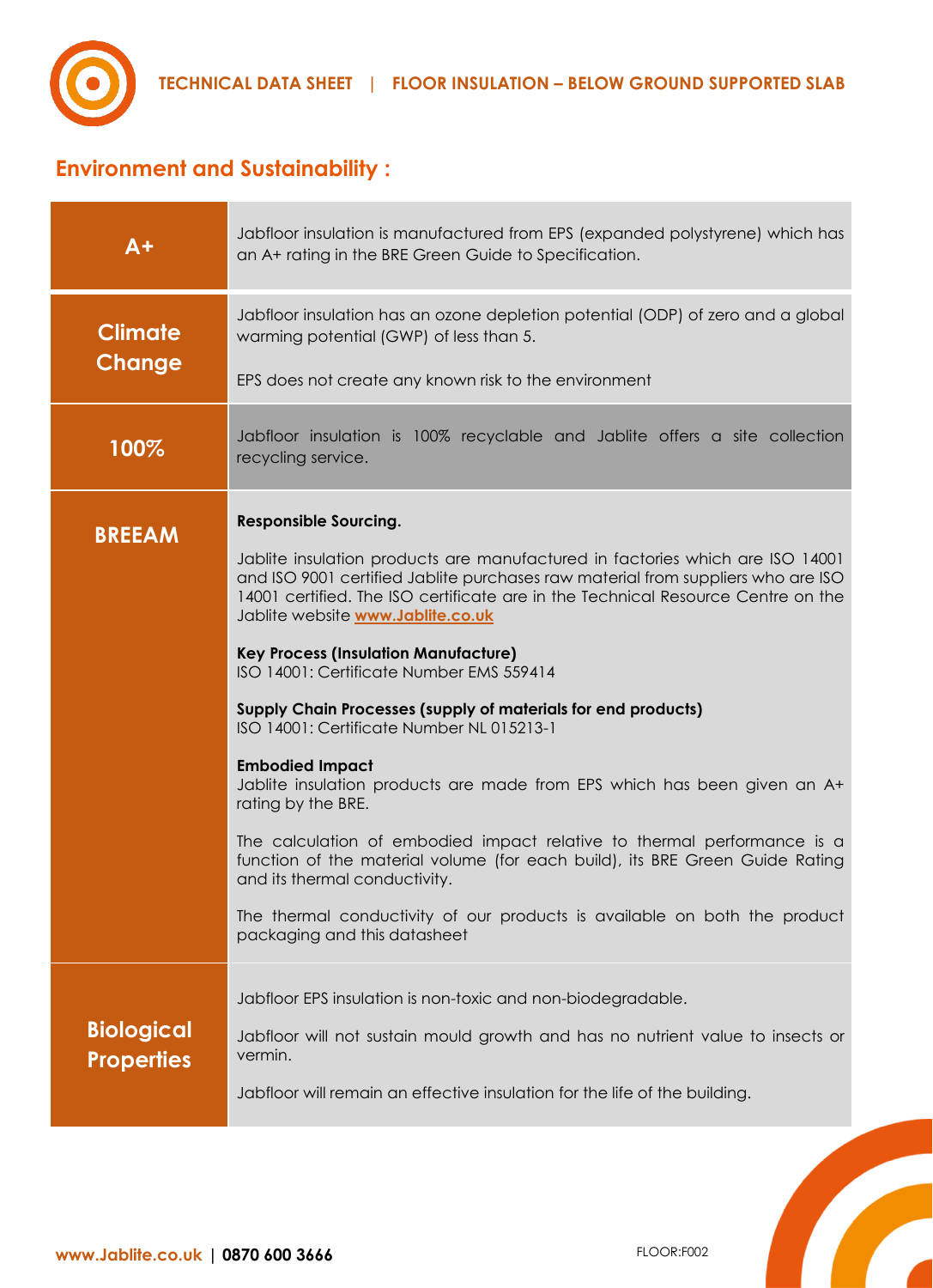## Environment and Sustainability :

| | |
|---|---|
| **A+** | Jabfloor insulation is manufactured from EPS (expanded polystyrene) which has an A+ rating in the BRE Green Guide to Specification. |
| **Climate Change** | Jabfloor insulation has an ozone depletion potential (ODP) of zero and a global warming potential (GWP) of less than 5.<br><br>EPS does not create any known risk to the environment |
| **100%** | Jabfloor insulation is 100% recyclable and Jablite offers a site collection recycling service. |
| **BREEAM** | **Responsible Sourcing.**<br><br>Jablite insulation products are manufactured in factories which are ISO 14001 and ISO 9001 certified Jablite purchases raw material from suppliers who are ISO 14001 certified. The ISO certificate are in the Technical Resource Centre on the Jablite website **www.Jablite.co.uk**<br><br>**Key Process (Insulation Manufacture)**<br>ISO 14001: Certificate Number EMS 559414<br><br>**Supply Chain Processes (supply of materials for end products)**<br>ISO 14001: Certificate Number NL 015213-1<br><br>**Embodied Impact**<br>Jablite insulation products are made from EPS which has been given an A+ rating by the BRE.<br><br>The calculation of embodied impact relative to thermal performance is a function of the material volume (for each build), its BRE Green Guide Rating and its thermal conductivity.<br><br>The thermal conductivity of our products is available on both the product packaging and this datasheet |
| **Biological Properties** | Jabfloor EPS insulation is non-toxic and non-biodegradable.<br><br>Jabfloor will not sustain mould growth and has no nutrient value to insects or vermin.<br><br>Jabfloor will remain an effective insulation for the life of the building. |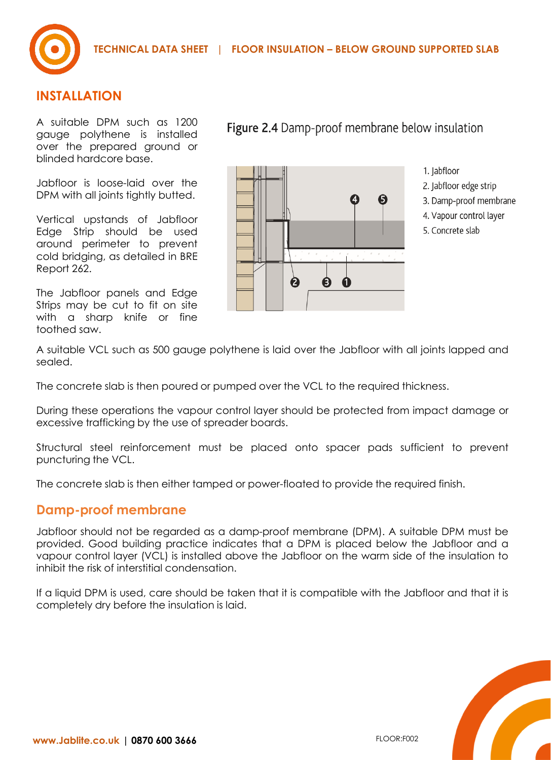## INSTALLATION

A suitable DPM such as 1200 gauge polythene is installed over the prepared ground or blinded hardcore base.

Jabfloor is loose-laid over the DPM with all joints tightly butted.

Vertical upstands of Jabfloor Edge Strip should be used around perimeter to prevent cold bridging, as detailed in BRE Report 262.

The Jabfloor panels and Edge Strips may be cut to fit on site with a sharp knife or fine toothed saw.

**Figure 2.4** Damp-proof membrane below insulation

1. Jabfloor
2. Jabfloor edge strip
3. Damp-proof membrane
4. Vapour control layer
5. Concrete slab

A suitable VCL such as 500 gauge polythene is laid over the Jabfloor with all joints lapped and sealed.

The concrete slab is then poured or pumped over the VCL to the required thickness.

During these operations the vapour control layer should be protected from impact damage or excessive trafficking by the use of spreader boards.

Structural steel reinforcement must be placed onto spacer pads sufficient to prevent puncturing the VCL.

The concrete slab is then either tamped or power-floated to provide the required finish.

## Damp-proof membrane

Jabfloor should not be regarded as a damp-proof membrane (DPM). A suitable DPM must be provided. Good building practice indicates that a DPM is placed below the Jabfloor and a vapour control layer (VCL) is installed above the Jabfloor on the warm side of the insulation to inhibit the risk of interstitial condensation.

If a liquid DPM is used, care should be taken that it is compatible with the Jabfloor and that it is completely dry before the insulation is laid.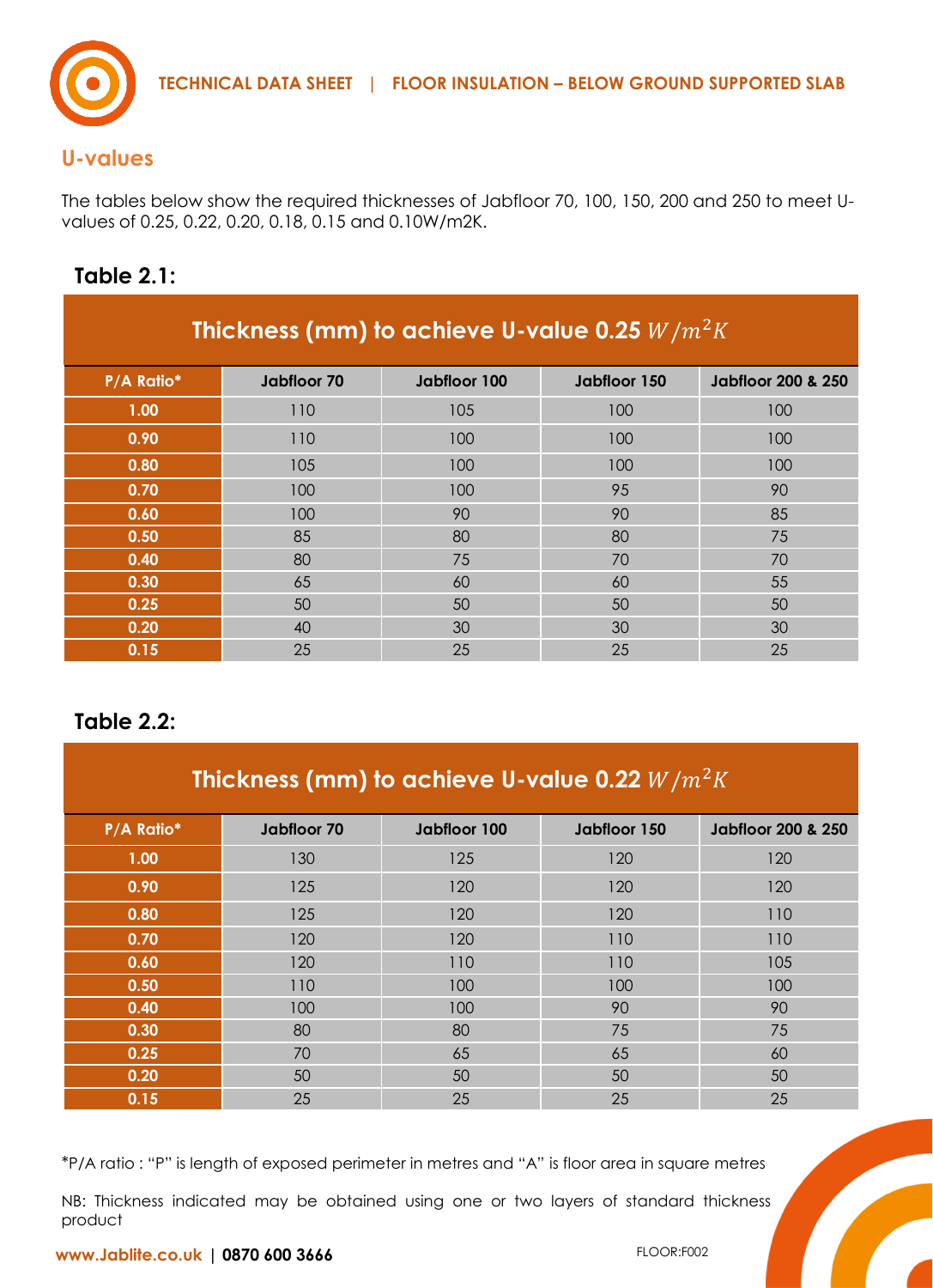## U-values

The tables below show the required thicknesses of Jabfloor 70, 100, 150, 200 and 250 to meet U-values of 0.25, 0.22, 0.20, 0.18, 0.15 and 0.10W/m2K.

### Table 2.1:

**Thickness (mm) to achieve U-value 0.25 $W/m^2K$**

| P/A Ratio* | Jabfloor 70 | Jabfloor 100 | Jabfloor 150 | Jabfloor 200 & 250 |
|---|---|---|---|---|
| 1.00 | 110 | 105 | 100 | 100 |
| 0.90 | 110 | 100 | 100 | 100 |
| 0.80 | 105 | 100 | 100 | 100 |
| 0.70 | 100 | 100 | 95 | 90 |
| 0.60 | 100 | 90 | 90 | 85 |
| 0.50 | 85 | 80 | 80 | 75 |
| 0.40 | 80 | 75 | 70 | 70 |
| 0.30 | 65 | 60 | 60 | 55 |
| 0.25 | 50 | 50 | 50 | 50 |
| 0.20 | 40 | 30 | 30 | 30 |
| 0.15 | 25 | 25 | 25 | 25 |

### Table 2.2:

**Thickness (mm) to achieve U-value 0.22 $W/m^2K$**

| P/A Ratio* | Jabfloor 70 | Jabfloor 100 | Jabfloor 150 | Jabfloor 200 & 250 |
|---|---|---|---|---|
| 1.00 | 130 | 125 | 120 | 120 |
| 0.90 | 125 | 120 | 120 | 120 |
| 0.80 | 125 | 120 | 120 | 110 |
| 0.70 | 120 | 120 | 110 | 110 |
| 0.60 | 120 | 110 | 110 | 105 |
| 0.50 | 110 | 100 | 100 | 100 |
| 0.40 | 100 | 100 | 90 | 90 |
| 0.30 | 80 | 80 | 75 | 75 |
| 0.25 | 70 | 65 | 65 | 60 |
| 0.20 | 50 | 50 | 50 | 50 |
| 0.15 | 25 | 25 | 25 | 25 |

*P/A ratio : "P" is length of exposed perimeter in metres and "A" is floor area in square metres

NB: Thickness indicated may be obtained using one or two layers of standard thickness product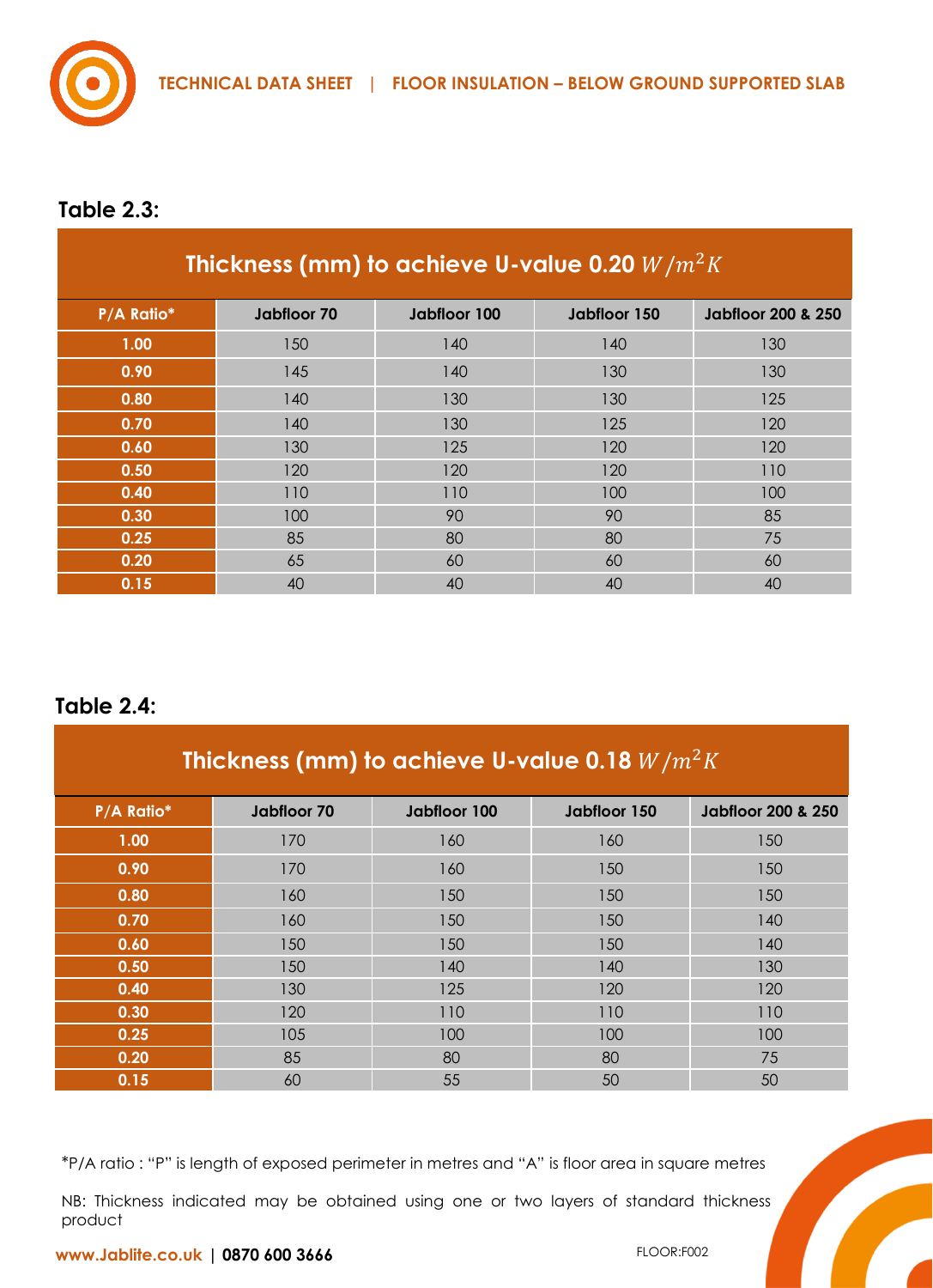## Table 2.3:

| Thickness (mm) to achieve U-value 0.20 $W/m^2K$ | | | | |
|---|---|---|---|---|
| **P/A Ratio*** | **Jabfloor 70** | **Jabfloor 100** | **Jabfloor 150** | **Jabfloor 200 & 250** |
| **1.00** | 150 | 140 | 140 | 130 |
| **0.90** | 145 | 140 | 130 | 130 |
| **0.80** | 140 | 130 | 130 | 125 |
| **0.70** | 140 | 130 | 125 | 120 |
| **0.60** | 130 | 125 | 120 | 120 |
| **0.50** | 120 | 120 | 120 | 110 |
| **0.40** | 110 | 110 | 100 | 100 |
| **0.30** | 100 | 90 | 90 | 85 |
| **0.25** | 85 | 80 | 80 | 75 |
| **0.20** | 65 | 60 | 60 | 60 |
| **0.15** | 40 | 40 | 40 | 40 |

## Table 2.4:

| Thickness (mm) to achieve U-value 0.18 $W/m^2K$ | | | | |
|---|---|---|---|---|
| **P/A Ratio*** | **Jabfloor 70** | **Jabfloor 100** | **Jabfloor 150** | **Jabfloor 200 & 250** |
| **1.00** | 170 | 160 | 160 | 150 |
| **0.90** | 170 | 160 | 150 | 150 |
| **0.80** | 160 | 150 | 150 | 150 |
| **0.70** | 160 | 150 | 150 | 140 |
| **0.60** | 150 | 150 | 150 | 140 |
| **0.50** | 150 | 140 | 140 | 130 |
| **0.40** | 130 | 125 | 120 | 120 |
| **0.30** | 120 | 110 | 110 | 110 |
| **0.25** | 105 | 100 | 100 | 100 |
| **0.20** | 85 | 80 | 80 | 75 |
| **0.15** | 60 | 55 | 50 | 50 |

*P/A ratio : "P" is length of exposed perimeter in metres and "A" is floor area in square metres

NB: Thickness indicated may be obtained using one or two layers of standard thickness product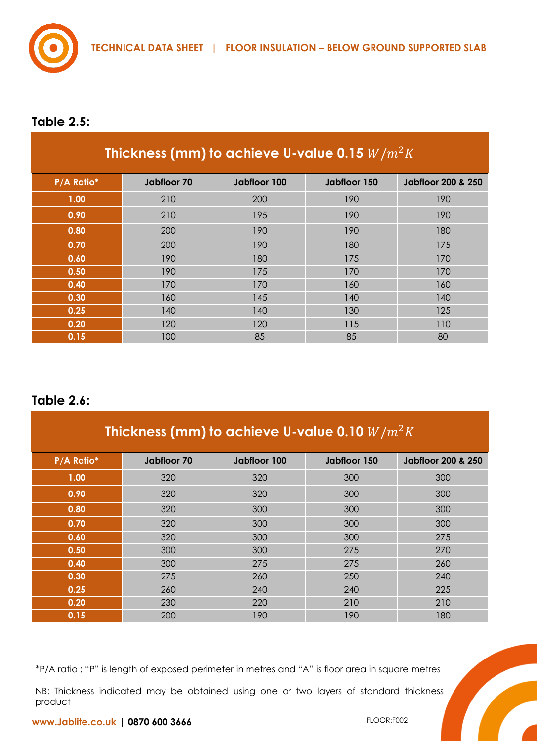## Table 2.5:

**Thickness (mm) to achieve U-value 0.15 $W/m^2K$**

| P/A Ratio* | Jabfloor 70 | Jabfloor 100 | Jabfloor 150 | Jabfloor 200 & 250 |
|---|---|---|---|---|
| 1.00 | 210 | 200 | 190 | 190 |
| 0.90 | 210 | 195 | 190 | 190 |
| 0.80 | 200 | 190 | 190 | 180 |
| 0.70 | 200 | 190 | 180 | 175 |
| 0.60 | 190 | 180 | 175 | 170 |
| 0.50 | 190 | 175 | 170 | 170 |
| 0.40 | 170 | 170 | 160 | 160 |
| 0.30 | 160 | 145 | 140 | 140 |
| 0.25 | 140 | 140 | 130 | 125 |
| 0.20 | 120 | 120 | 115 | 110 |
| 0.15 | 100 | 85 | 85 | 80 |

## Table 2.6:

**Thickness (mm) to achieve U-value 0.10 $W/m^2K$**

| P/A Ratio* | Jabfloor 70 | Jabfloor 100 | Jabfloor 150 | Jabfloor 200 & 250 |
|---|---|---|---|---|
| 1.00 | 320 | 320 | 300 | 300 |
| 0.90 | 320 | 320 | 300 | 300 |
| 0.80 | 320 | 300 | 300 | 300 |
| 0.70 | 320 | 300 | 300 | 300 |
| 0.60 | 320 | 300 | 300 | 275 |
| 0.50 | 300 | 300 | 275 | 270 |
| 0.40 | 300 | 275 | 275 | 260 |
| 0.30 | 275 | 260 | 250 | 240 |
| 0.25 | 260 | 240 | 240 | 225 |
| 0.20 | 230 | 220 | 210 | 210 |
| 0.15 | 200 | 190 | 190 | 180 |

*P/A ratio : "P" is length of exposed perimeter in metres and "A" is floor area in square metres

NB: Thickness indicated may be obtained using one or two layers of standard thickness product